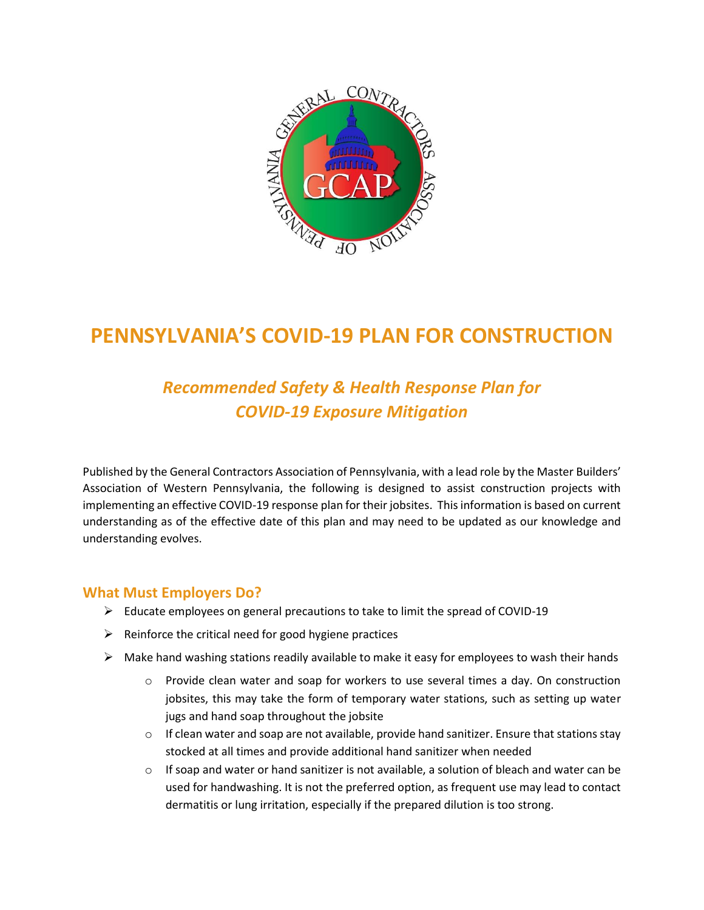# PENNSYLVANIA'S COVID-19 PLAN FOR CONSTRUCTION

## *Recommended Safety & Health Response Plan for COVID-19 Exposure Mitigation*

Published by the General Contractors Association of Pennsylvania, with a lead role by the Master Builders' Association of Western Pennsylvania, the following is designed to assist construction projects with implementing an effective COVID-19 response plan for their jobsites. This information is based on current understanding as of the effective date of this plan and may need to be updated as our knowledge and understanding evolves.

### What Must Employers Do?

- Educate employees on general precautions to take to limit the spread of COVID-19
- Reinforce the critical need for good hygiene practices
- Make hand washing stations readily available to make it easy for employees to wash their hands
  - Provide clean water and soap for workers to use several times a day. On construction jobsites, this may take the form of temporary water stations, such as setting up water jugs and hand soap throughout the jobsite
  - If clean water and soap are not available, provide hand sanitizer. Ensure that stations stay stocked at all times and provide additional hand sanitizer when needed
  - If soap and water or hand sanitizer is not available, a solution of bleach and water can be used for handwashing. It is not the preferred option, as frequent use may lead to contact dermatitis or lung irritation, especially if the prepared dilution is too strong.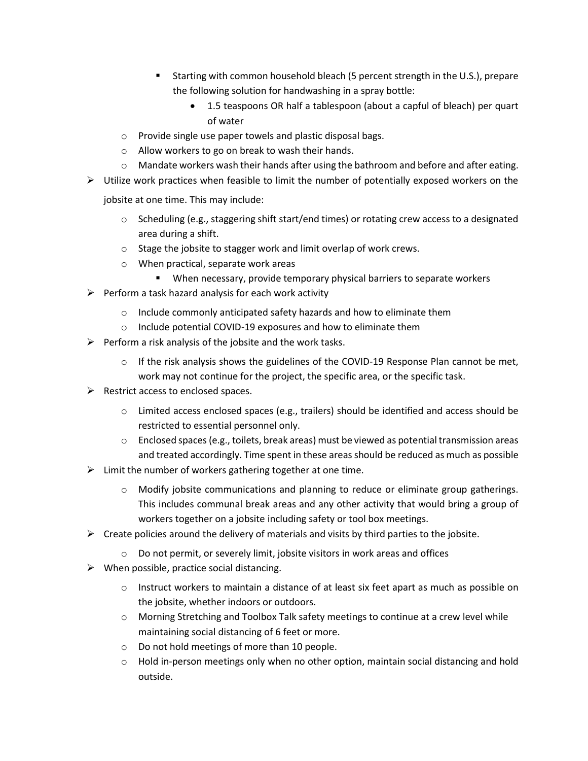- Starting with common household bleach (5 percent strength in the U.S.), prepare the following solution for handwashing in a spray bottle:
            - 1.5 teaspoons OR half a tablespoon (about a capful of bleach) per quart of water
    - Provide single use paper towels and plastic disposal bags.
    - Allow workers to go on break to wash their hands.
    - Mandate workers wash their hands after using the bathroom and before and after eating.

- Utilize work practices when feasible to limit the number of potentially exposed workers on the jobsite at one time. This may include:
    - Scheduling (e.g., staggering shift start/end times) or rotating crew access to a designated area during a shift.
    - Stage the jobsite to stagger work and limit overlap of work crews.
    - When practical, separate work areas
        - When necessary, provide temporary physical barriers to separate workers
- Perform a task hazard analysis for each work activity
    - Include commonly anticipated safety hazards and how to eliminate them
    - Include potential COVID-19 exposures and how to eliminate them
- Perform a risk analysis of the jobsite and the work tasks.
    - If the risk analysis shows the guidelines of the COVID-19 Response Plan cannot be met, work may not continue for the project, the specific area, or the specific task.
- Restrict access to enclosed spaces.
    - Limited access enclosed spaces (e.g., trailers) should be identified and access should be restricted to essential personnel only.
    - Enclosed spaces (e.g., toilets, break areas) must be viewed as potential transmission areas and treated accordingly. Time spent in these areas should be reduced as much as possible
- Limit the number of workers gathering together at one time.
    - Modify jobsite communications and planning to reduce or eliminate group gatherings. This includes communal break areas and any other activity that would bring a group of workers together on a jobsite including safety or tool box meetings.
- Create policies around the delivery of materials and visits by third parties to the jobsite.
    - Do not permit, or severely limit, jobsite visitors in work areas and offices
- When possible, practice social distancing.
    - Instruct workers to maintain a distance of at least six feet apart as much as possible on the jobsite, whether indoors or outdoors.
    - Morning Stretching and Toolbox Talk safety meetings to continue at a crew level while maintaining social distancing of 6 feet or more.
    - Do not hold meetings of more than 10 people.
    - Hold in-person meetings only when no other option, maintain social distancing and hold outside.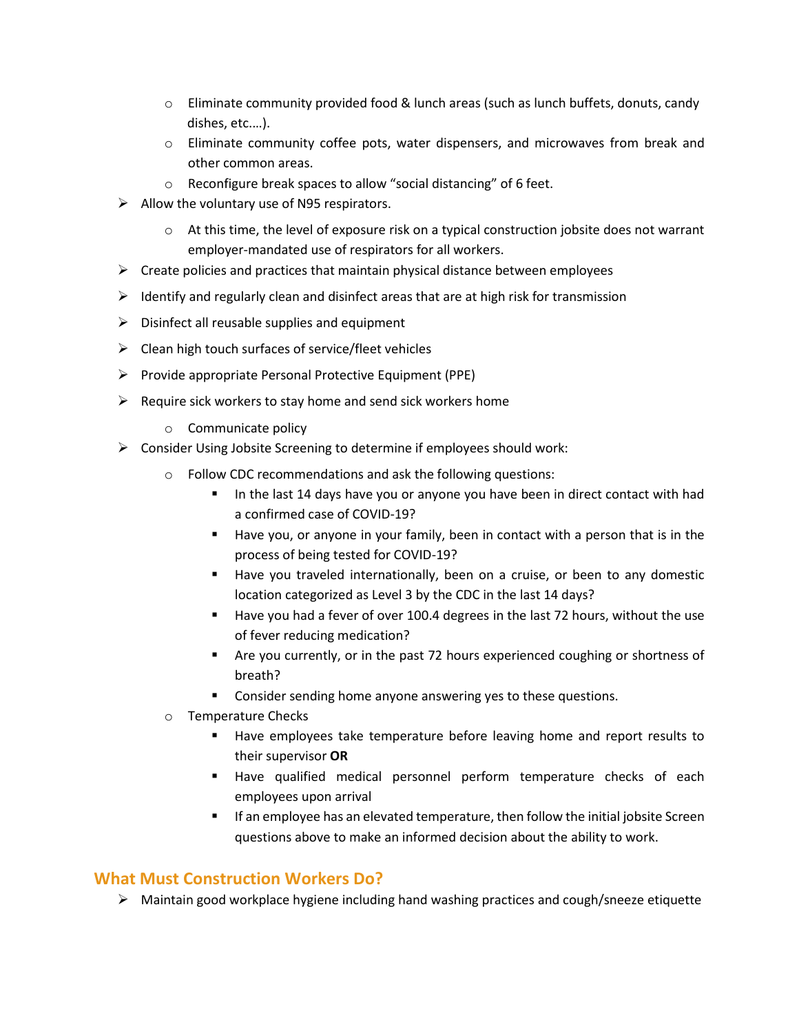- Eliminate community provided food & lunch areas (such as lunch buffets, donuts, candy dishes, etc.…).
  - Eliminate community coffee pots, water dispensers, and microwaves from break and other common areas.
  - Reconfigure break spaces to allow "social distancing" of 6 feet.
- Allow the voluntary use of N95 respirators.
  - At this time, the level of exposure risk on a typical construction jobsite does not warrant employer-mandated use of respirators for all workers.
- Create policies and practices that maintain physical distance between employees
- Identify and regularly clean and disinfect areas that are at high risk for transmission
- Disinfect all reusable supplies and equipment
- Clean high touch surfaces of service/fleet vehicles
- Provide appropriate Personal Protective Equipment (PPE)
- Require sick workers to stay home and send sick workers home
  - Communicate policy
- Consider Using Jobsite Screening to determine if employees should work:
  - Follow CDC recommendations and ask the following questions:
    - In the last 14 days have you or anyone you have been in direct contact with had a confirmed case of COVID-19?
    - Have you, or anyone in your family, been in contact with a person that is in the process of being tested for COVID-19?
    - Have you traveled internationally, been on a cruise, or been to any domestic location categorized as Level 3 by the CDC in the last 14 days?
    - Have you had a fever of over 100.4 degrees in the last 72 hours, without the use of fever reducing medication?
    - Are you currently, or in the past 72 hours experienced coughing or shortness of breath?
    - Consider sending home anyone answering yes to these questions.
  - Temperature Checks
    - Have employees take temperature before leaving home and report results to their supervisor **OR**
    - Have qualified medical personnel perform temperature checks of each employees upon arrival
    - If an employee has an elevated temperature, then follow the initial jobsite Screen questions above to make an informed decision about the ability to work.

## What Must Construction Workers Do?

- Maintain good workplace hygiene including hand washing practices and cough/sneeze etiquette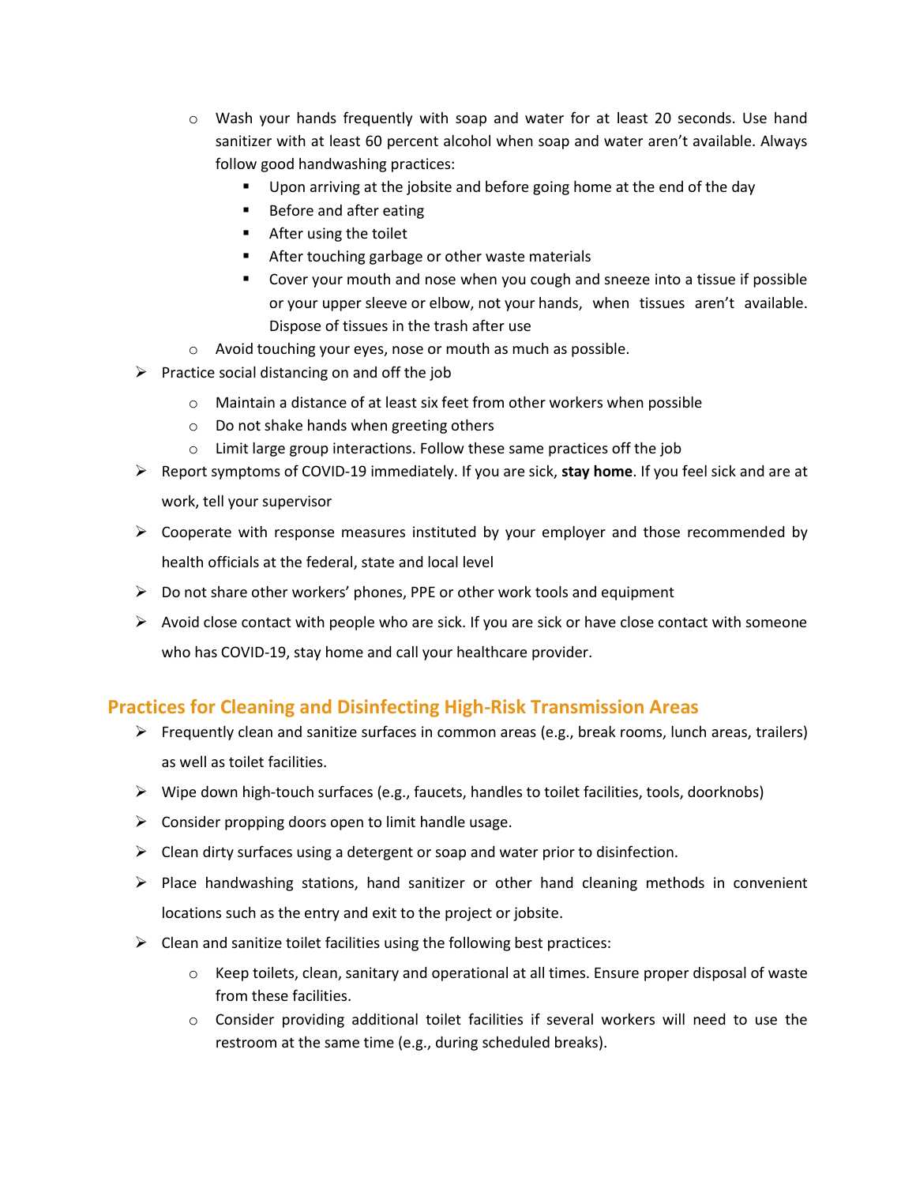- Wash your hands frequently with soap and water for at least 20 seconds. Use hand sanitizer with at least 60 percent alcohol when soap and water aren't available. Always follow good handwashing practices:
    - Upon arriving at the jobsite and before going home at the end of the day
    - Before and after eating
    - After using the toilet
    - After touching garbage or other waste materials
    - Cover your mouth and nose when you cough and sneeze into a tissue if possible or your upper sleeve or elbow, not your hands, when tissues aren't available. Dispose of tissues in the trash after use
  - Avoid touching your eyes, nose or mouth as much as possible.
- Practice social distancing on and off the job
  - Maintain a distance of at least six feet from other workers when possible
  - Do not shake hands when greeting others
  - Limit large group interactions. Follow these same practices off the job
- Report symptoms of COVID-19 immediately. If you are sick, **stay home**. If you feel sick and are at work, tell your supervisor
- Cooperate with response measures instituted by your employer and those recommended by health officials at the federal, state and local level
- Do not share other workers' phones, PPE or other work tools and equipment
- Avoid close contact with people who are sick. If you are sick or have close contact with someone who has COVID-19, stay home and call your healthcare provider.

## Practices for Cleaning and Disinfecting High-Risk Transmission Areas

- Frequently clean and sanitize surfaces in common areas (e.g., break rooms, lunch areas, trailers) as well as toilet facilities.
- Wipe down high-touch surfaces (e.g., faucets, handles to toilet facilities, tools, doorknobs)
- Consider propping doors open to limit handle usage.
- Clean dirty surfaces using a detergent or soap and water prior to disinfection.
- Place handwashing stations, hand sanitizer or other hand cleaning methods in convenient locations such as the entry and exit to the project or jobsite.
- Clean and sanitize toilet facilities using the following best practices:
  - Keep toilets, clean, sanitary and operational at all times. Ensure proper disposal of waste from these facilities.
  - Consider providing additional toilet facilities if several workers will need to use the restroom at the same time (e.g., during scheduled breaks).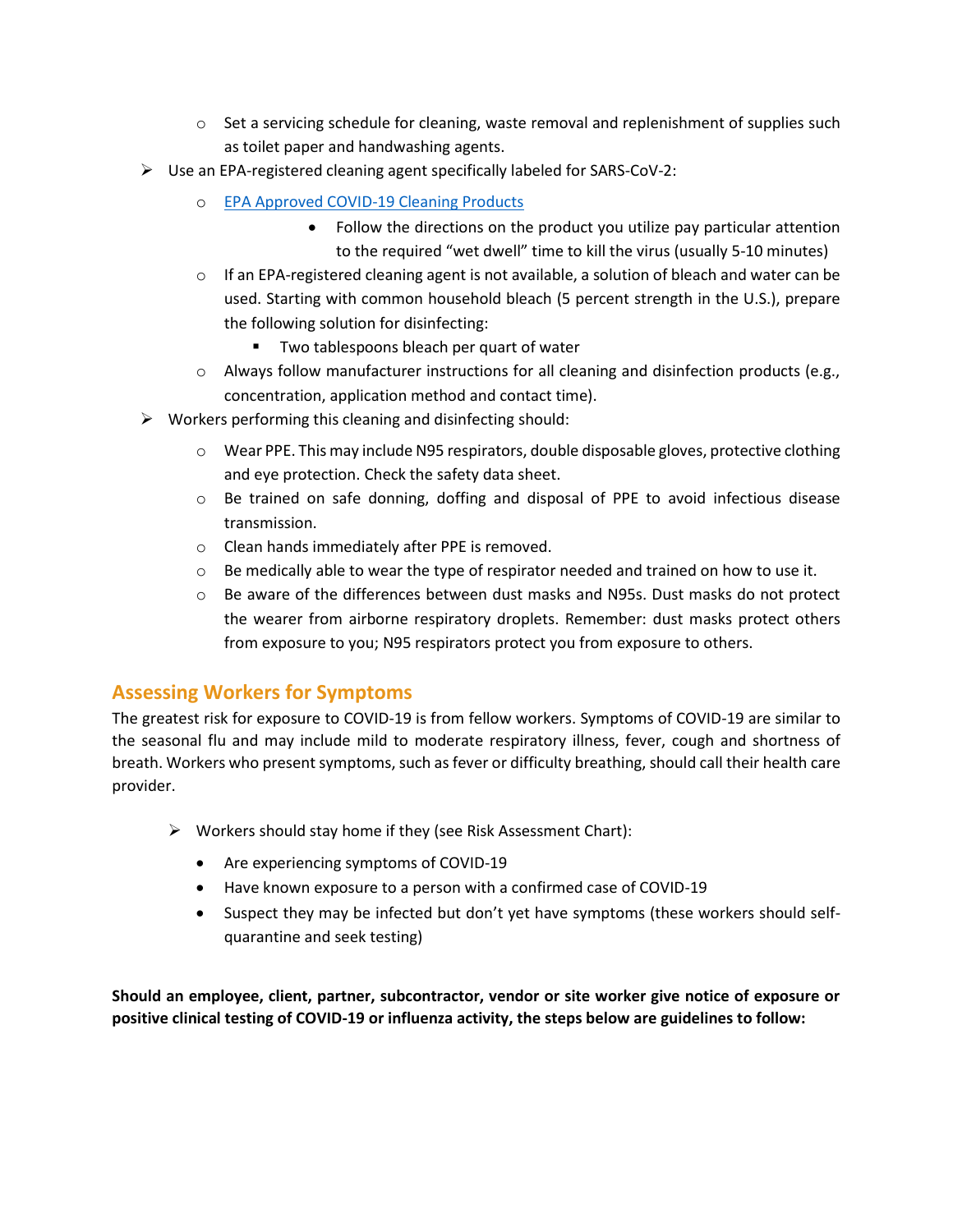- Set a servicing schedule for cleaning, waste removal and replenishment of supplies such as toilet paper and handwashing agents.
- Use an EPA-registered cleaning agent specifically labeled for SARS-CoV-2:
  - [EPA Approved COVID-19 Cleaning Products]
    - Follow the directions on the product you utilize pay particular attention to the required "wet dwell" time to kill the virus (usually 5-10 minutes)
  - If an EPA-registered cleaning agent is not available, a solution of bleach and water can be used. Starting with common household bleach (5 percent strength in the U.S.), prepare the following solution for disinfecting:
    - Two tablespoons bleach per quart of water
  - Always follow manufacturer instructions for all cleaning and disinfection products (e.g., concentration, application method and contact time).
- Workers performing this cleaning and disinfecting should:
  - Wear PPE. This may include N95 respirators, double disposable gloves, protective clothing and eye protection. Check the safety data sheet.
  - Be trained on safe donning, doffing and disposal of PPE to avoid infectious disease transmission.
  - Clean hands immediately after PPE is removed.
  - Be medically able to wear the type of respirator needed and trained on how to use it.
  - Be aware of the differences between dust masks and N95s. Dust masks do not protect the wearer from airborne respiratory droplets. Remember: dust masks protect others from exposure to you; N95 respirators protect you from exposure to others.

## Assessing Workers for Symptoms

The greatest risk for exposure to COVID-19 is from fellow workers. Symptoms of COVID-19 are similar to the seasonal flu and may include mild to moderate respiratory illness, fever, cough and shortness of breath. Workers who present symptoms, such as fever or difficulty breathing, should call their health care provider.

- Workers should stay home if they (see Risk Assessment Chart):
  - Are experiencing symptoms of COVID-19
  - Have known exposure to a person with a confirmed case of COVID-19
  - Suspect they may be infected but don't yet have symptoms (these workers should self-quarantine and seek testing)

**Should an employee, client, partner, subcontractor, vendor or site worker give notice of exposure or positive clinical testing of COVID-19 or influenza activity, the steps below are guidelines to follow:**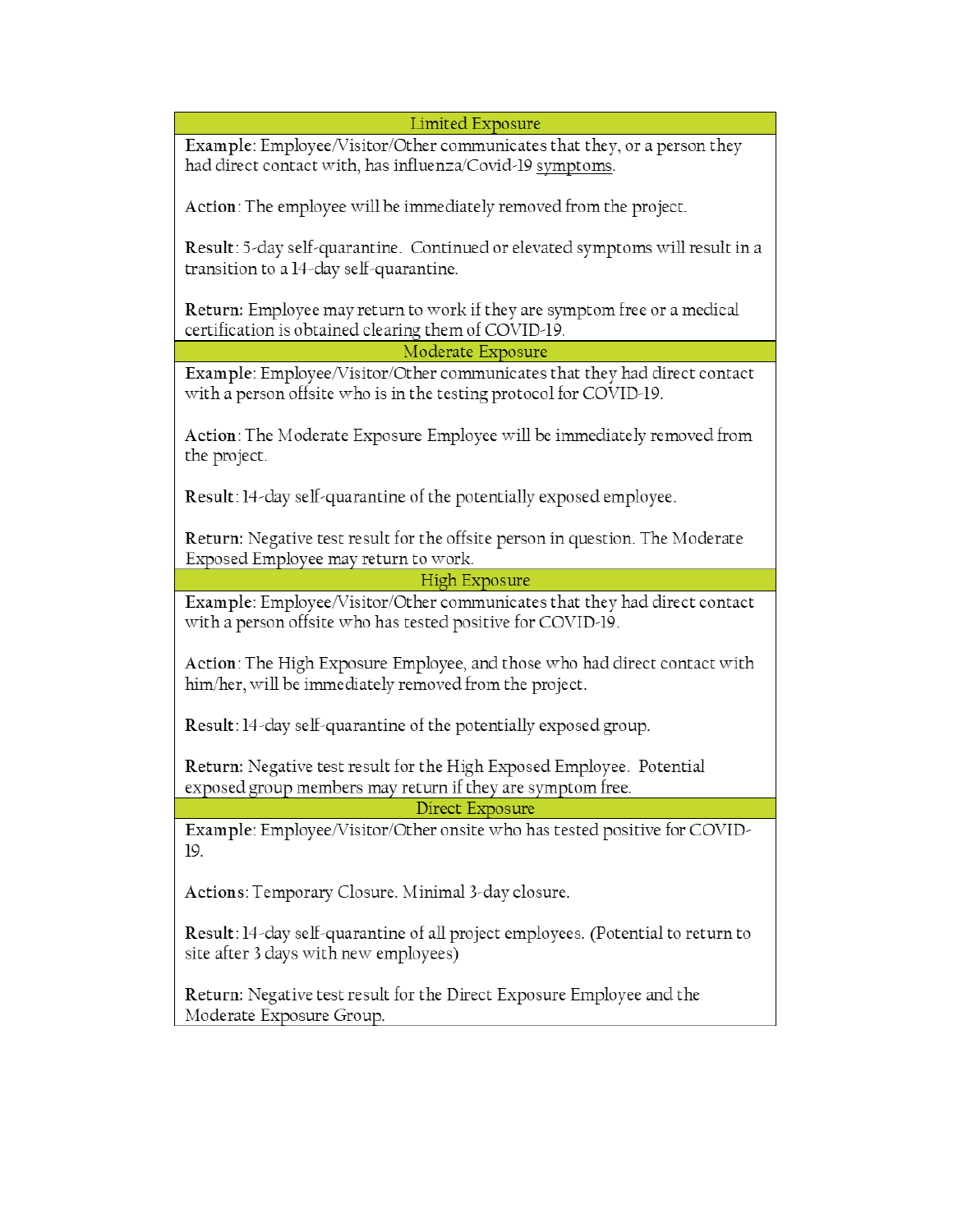| Limited Exposure |
| --- |
| **Example**: Employee/Visitor/Other communicates that they, or a person they had direct contact with, has influenza/Covid-19 <u>symptoms</u>.<br><br>**Action**: The employee will be immediately removed from the project.<br><br>**Result**: 5-day self-quarantine. Continued or elevated symptoms will result in a transition to a 14-day self-quarantine.<br><br>**Return:** Employee may return to work if they are symptom free or a medical certification is obtained clearing them of COVID-19. |
| **Moderate Exposure** |
| **Example**: Employee/Visitor/Other communicates that they had direct contact with a person offsite who is in the testing protocol for COVID-19.<br><br>**Action**: The Moderate Exposure Employee will be immediately removed from the project.<br><br>**Result**: 14-day self-quarantine of the potentially exposed employee.<br><br>**Return:** Negative test result for the offsite person in question. The Moderate Exposed Employee may return to work. |
| **High Exposure** |
| **Example**: Employee/Visitor/Other communicates that they had direct contact with a person offsite who has tested positive for COVID-19.<br><br>**Action**: The High Exposure Employee, and those who had direct contact with him/her, will be immediately removed from the project.<br><br>**Result**: 14-day self-quarantine of the potentially exposed group.<br><br>**Return:** Negative test result for the High Exposed Employee. Potential exposed group members may return if they are symptom free. |
| **Direct Exposure** |
| **Example**: Employee/Visitor/Other onsite who has tested positive for COVID-19.<br><br>**Actions**: Temporary Closure. Minimal 3-day closure.<br><br>**Result**: 14-day self-quarantine of all project employees. (Potential to return to site after 3 days with new employees)<br><br>**Return:** Negative test result for the Direct Exposure Employee and the Moderate Exposure Group. |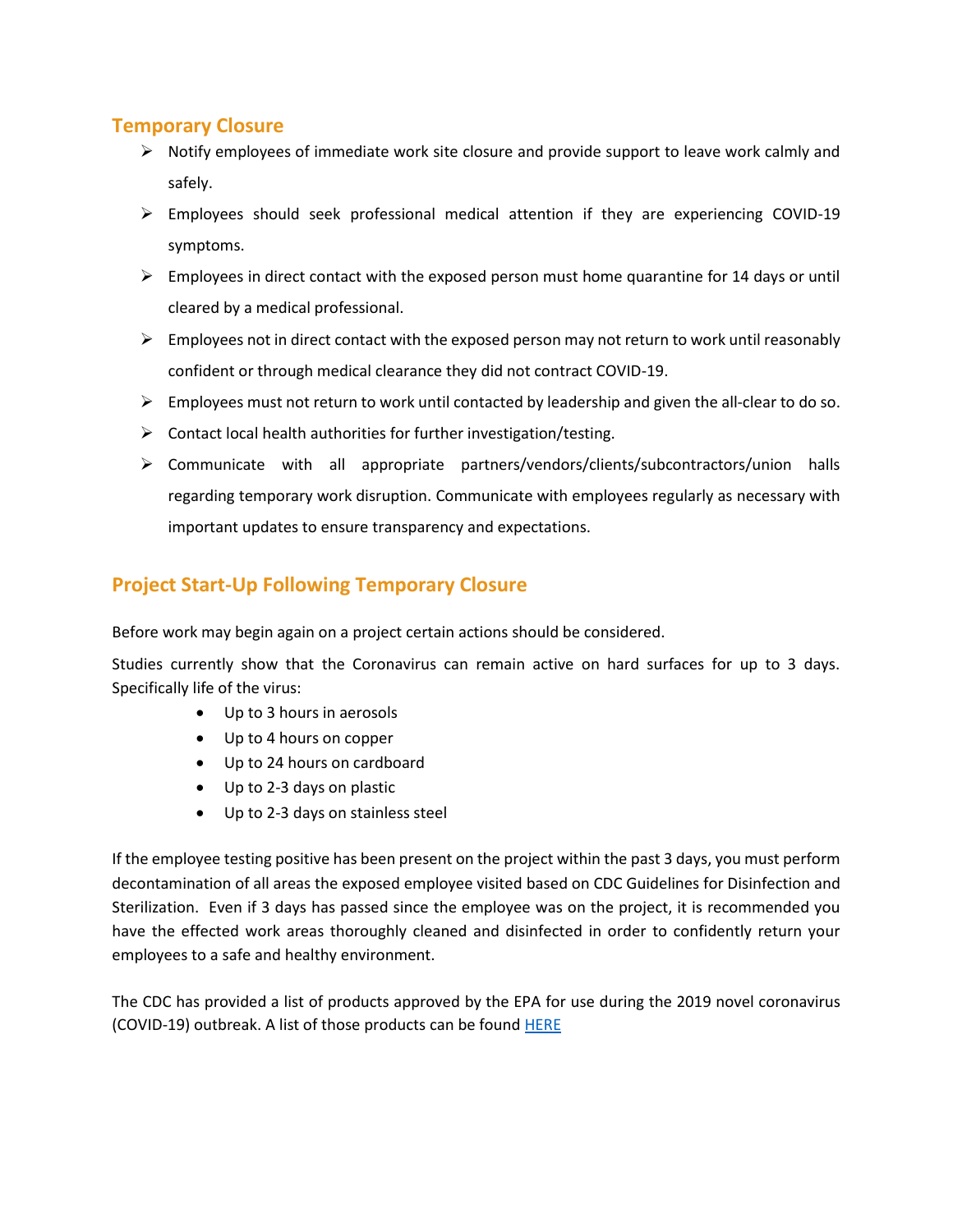## Temporary Closure

- Notify employees of immediate work site closure and provide support to leave work calmly and safely.
- Employees should seek professional medical attention if they are experiencing COVID-19 symptoms.
- Employees in direct contact with the exposed person must home quarantine for 14 days or until cleared by a medical professional.
- Employees not in direct contact with the exposed person may not return to work until reasonably confident or through medical clearance they did not contract COVID-19.
- Employees must not return to work until contacted by leadership and given the all-clear to do so.
- Contact local health authorities for further investigation/testing.
- Communicate with all appropriate partners/vendors/clients/subcontractors/union halls regarding temporary work disruption. Communicate with employees regularly as necessary with important updates to ensure transparency and expectations.

## Project Start-Up Following Temporary Closure

Before work may begin again on a project certain actions should be considered.

Studies currently show that the Coronavirus can remain active on hard surfaces for up to 3 days. Specifically life of the virus:

- Up to 3 hours in aerosols
- Up to 4 hours on copper
- Up to 24 hours on cardboard
- Up to 2-3 days on plastic
- Up to 2-3 days on stainless steel

If the employee testing positive has been present on the project within the past 3 days, you must perform decontamination of all areas the exposed employee visited based on CDC Guidelines for Disinfection and Sterilization. Even if 3 days has passed since the employee was on the project, it is recommended you have the effected work areas thoroughly cleaned and disinfected in order to confidently return your employees to a safe and healthy environment.

The CDC has provided a list of products approved by the EPA for use during the 2019 novel coronavirus (COVID-19) outbreak. A list of those products can be found HERE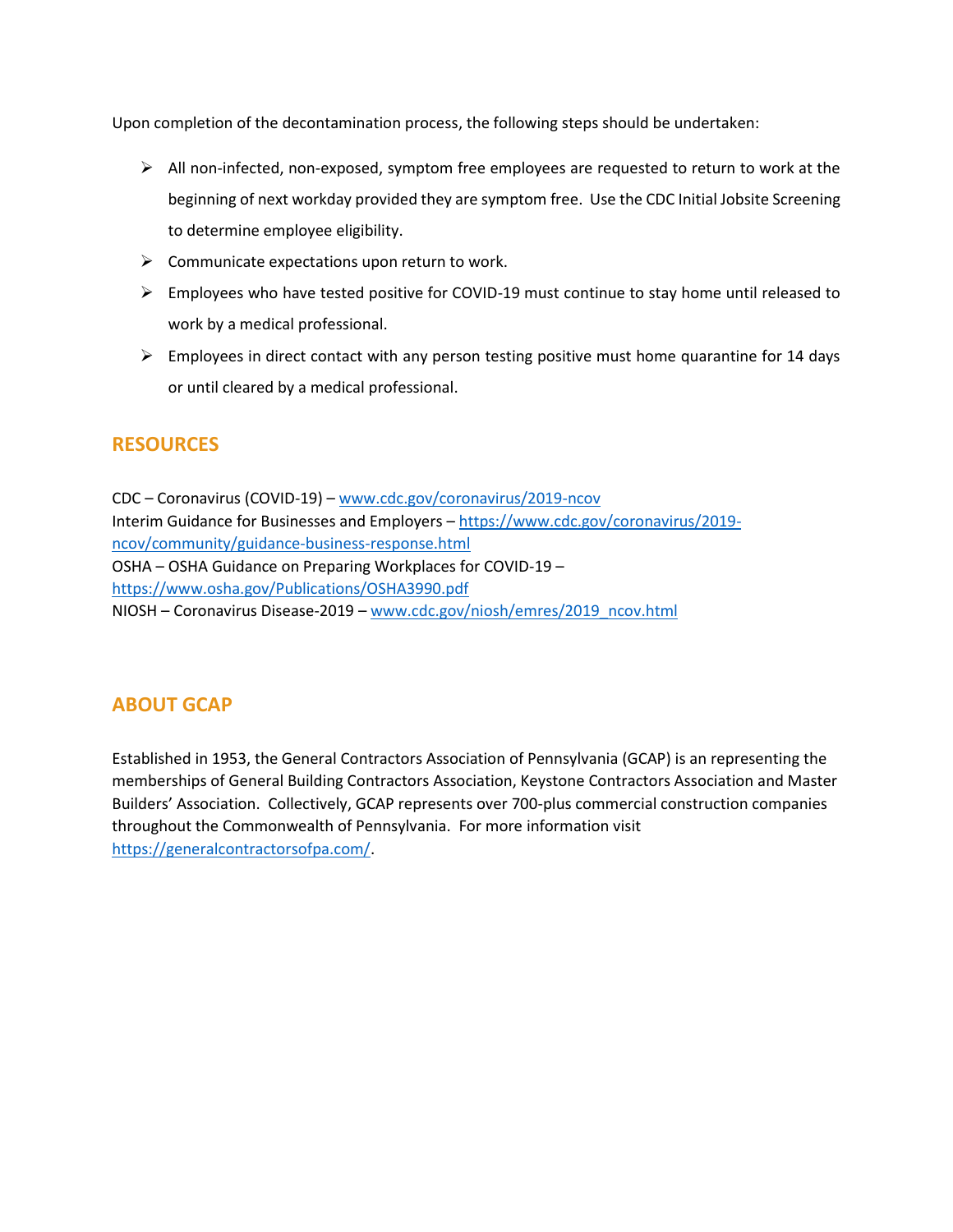Upon completion of the decontamination process, the following steps should be undertaken:

- All non-infected, non-exposed, symptom free employees are requested to return to work at the beginning of next workday provided they are symptom free. Use the CDC Initial Jobsite Screening to determine employee eligibility.
- Communicate expectations upon return to work.
- Employees who have tested positive for COVID-19 must continue to stay home until released to work by a medical professional.
- Employees in direct contact with any person testing positive must home quarantine for 14 days or until cleared by a medical professional.

## RESOURCES

CDC – Coronavirus (COVID-19) – www.cdc.gov/coronavirus/2019-ncov
Interim Guidance for Businesses and Employers – https://www.cdc.gov/coronavirus/2019-ncov/community/guidance-business-response.html
OSHA – OSHA Guidance on Preparing Workplaces for COVID-19 – https://www.osha.gov/Publications/OSHA3990.pdf
NIOSH – Coronavirus Disease-2019 – www.cdc.gov/niosh/emres/2019_ncov.html

## ABOUT GCAP

Established in 1953, the General Contractors Association of Pennsylvania (GCAP) is an representing the memberships of General Building Contractors Association, Keystone Contractors Association and Master Builders' Association. Collectively, GCAP represents over 700-plus commercial construction companies throughout the Commonwealth of Pennsylvania. For more information visit https://generalcontractorsofpa.com/.